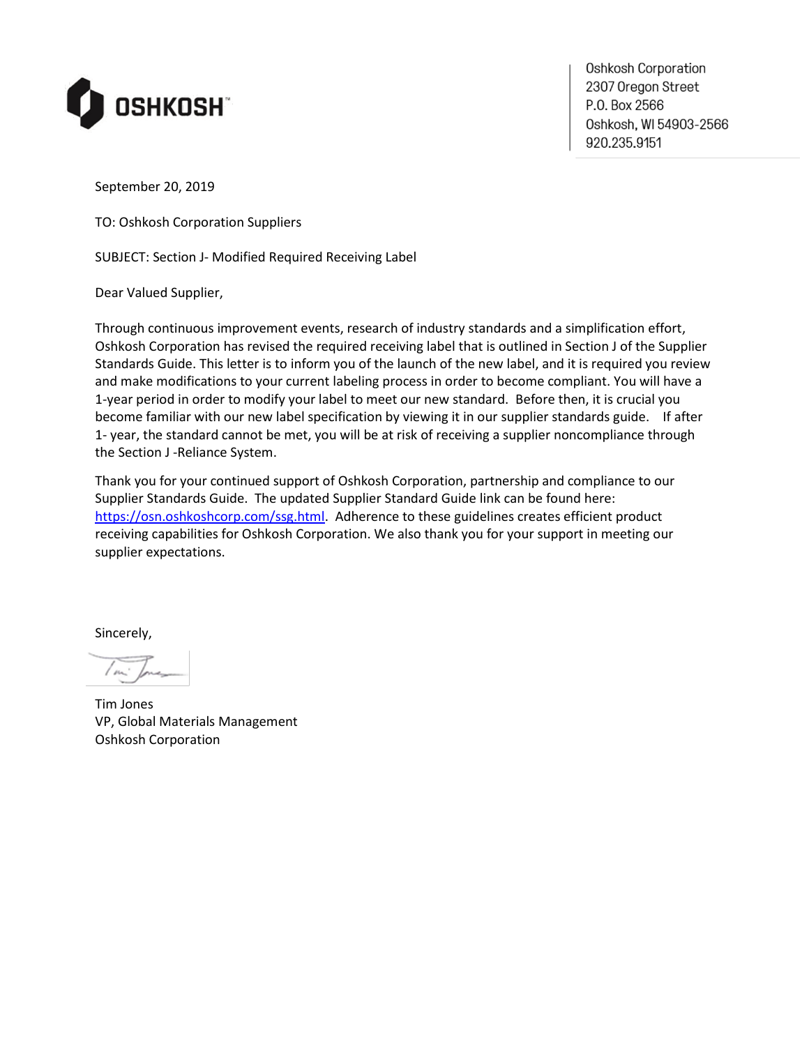**OSHKOSH**

Oshkosh Corporation
2307 Oregon Street
P.O. Box 2566
Oshkosh, WI 54903-2566
920.235.9151

September 20, 2019

TO: Oshkosh Corporation Suppliers

SUBJECT: Section J- Modified Required Receiving Label

Dear Valued Supplier,

Through continuous improvement events, research of industry standards and a simplification effort, Oshkosh Corporation has revised the required receiving label that is outlined in Section J of the Supplier Standards Guide. This letter is to inform you of the launch of the new label, and it is required you review and make modifications to your current labeling process in order to become compliant. You will have a 1-year period in order to modify your label to meet our new standard. Before then, it is crucial you become familiar with our new label specification by viewing it in our supplier standards guide. If after 1- year, the standard cannot be met, you will be at risk of receiving a supplier noncompliance through the Section J -Reliance System.

Thank you for your continued support of Oshkosh Corporation, partnership and compliance to our Supplier Standards Guide. The updated Supplier Standard Guide link can be found here: [https://osn.oshkoshcorp.com/ssg.html](https://osn.oshkoshcorp.com/ssg.html). Adherence to these guidelines creates efficient product receiving capabilities for Oshkosh Corporation. We also thank you for your support in meeting our supplier expectations.

Sincerely,

Tim Jones
VP, Global Materials Management
Oshkosh Corporation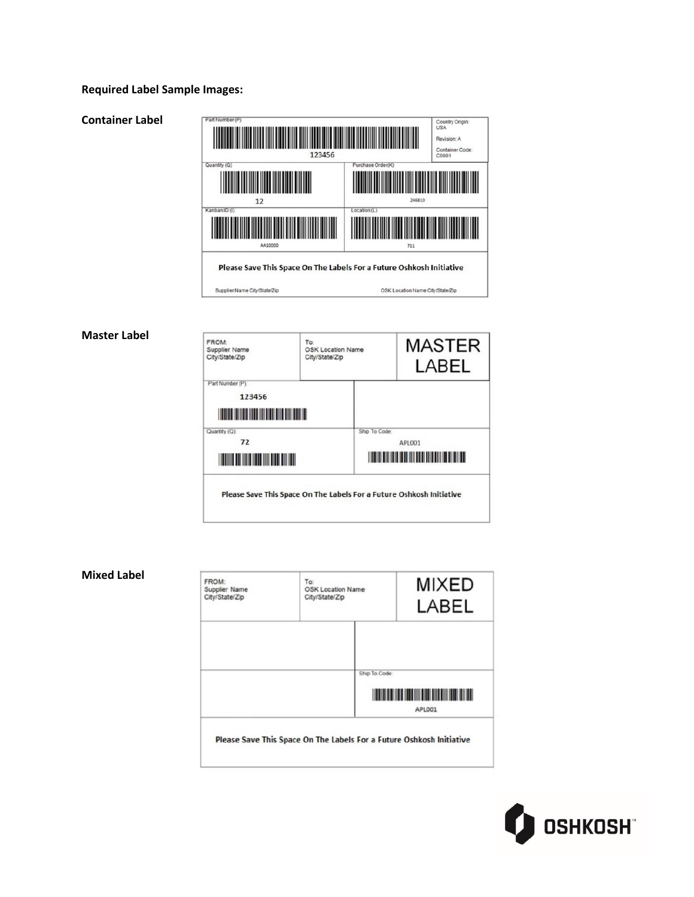**Required Label Sample Images:**

**Container Label**

Part Number (P)

123456

Country Origin: USA

Revision: A

Container Code: C0001

Quantity (Q)

12

Purchase Order(K)

246810

Kanban ID (I)

AA10000

Location (L)

711

Please Save This Space On The Labels For a Future Oshkosh Initiative

Supplier Name City/State/Zip

OSK Location Name City/State/Zip

**Master Label**

FROM: Supplier Name City/State/Zip

To: OSK Location Name City/State/Zip

MASTER LABEL

Part Number (P)

123456

Quantity (Q):

72

Ship To Code:

APL001

Please Save This Space On The Labels For a Future Oshkosh Initiative

**Mixed Label**

FROM: Supplier Name City/State/Zip

To: OSK Location Name City/State/Zip

MIXED LABEL

Ship To Code:

APL001

Please Save This Space On The Labels For a Future Oshkosh Initiative